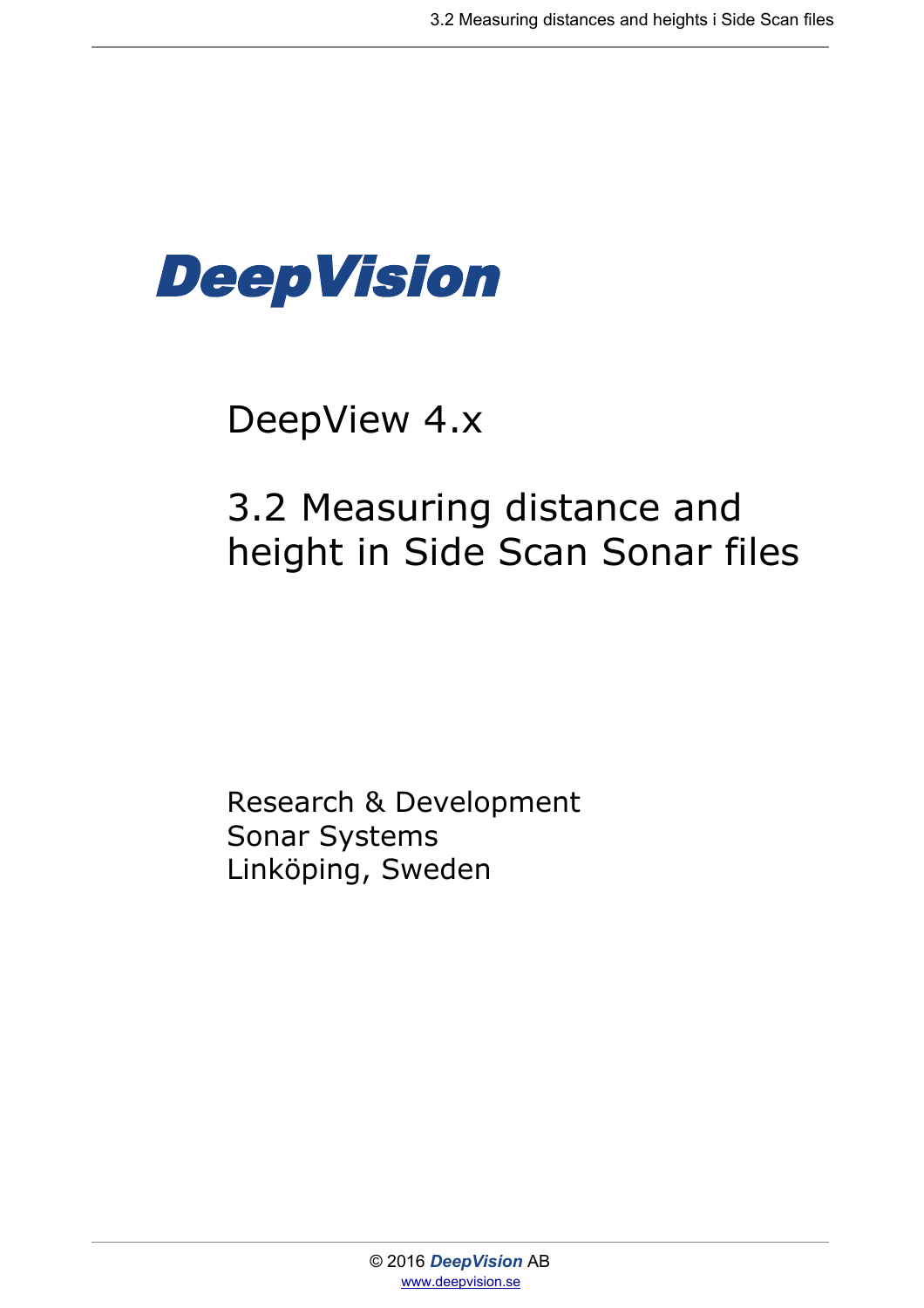**DeepVision**

# DeepView 4.x

# 3.2 Measuring distance and height in Side Scan Sonar files

Research & Development
Sonar Systems
Linköping, Sweden

© 2016 ***DeepVision*** AB
www.deepvision.se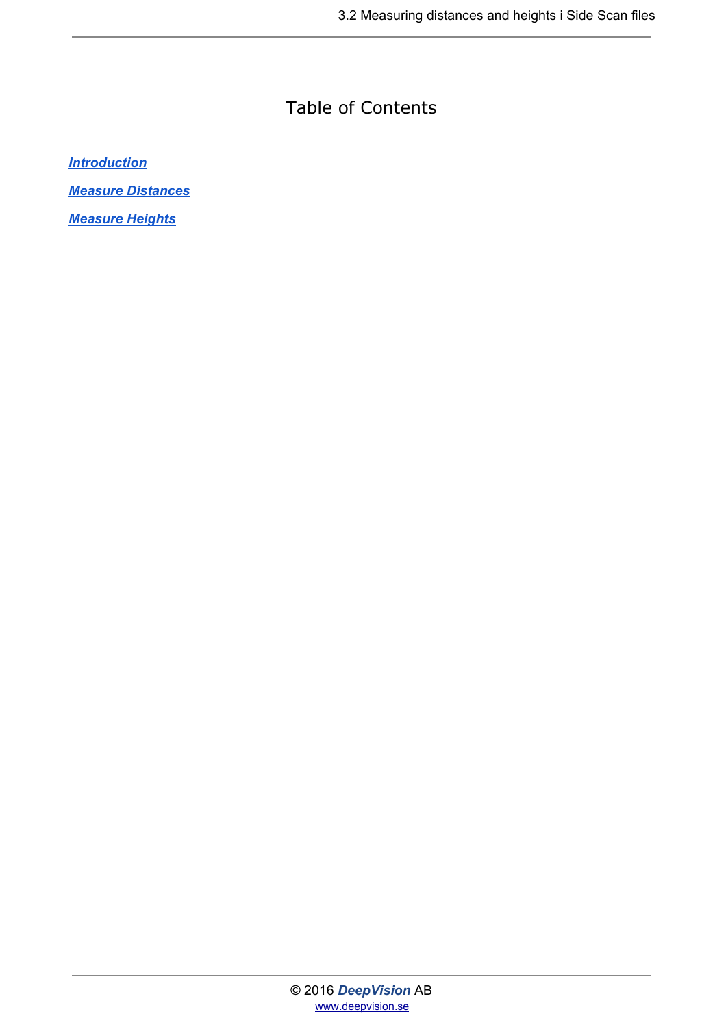# Table of Contents

*[Introduction]*

*[Measure Distances]*

*[Measure Heights]*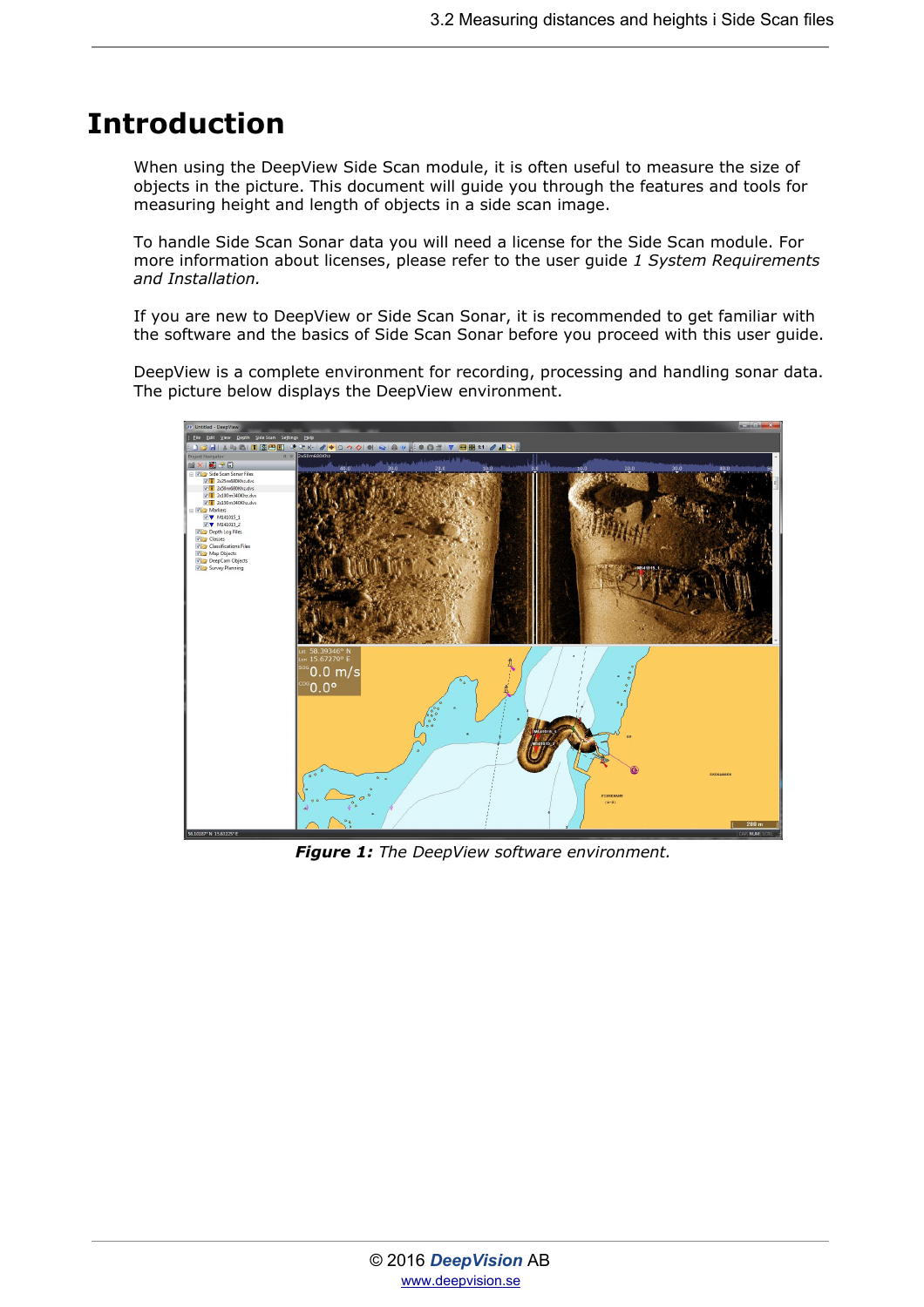# Introduction

When using the DeepView Side Scan module, it is often useful to measure the size of objects in the picture. This document will guide you through the features and tools for measuring height and length of objects in a side scan image.

To handle Side Scan Sonar data you will need a license for the Side Scan module. For more information about licenses, please refer to the user guide *1 System Requirements and Installation.*

If you are new to DeepView or Side Scan Sonar, it is recommended to get familiar with the software and the basics of Side Scan Sonar before you proceed with this user guide.

DeepView is a complete environment for recording, processing and handling sonar data. The picture below displays the DeepView environment.

***Figure 1:*** *The DeepView software environment.*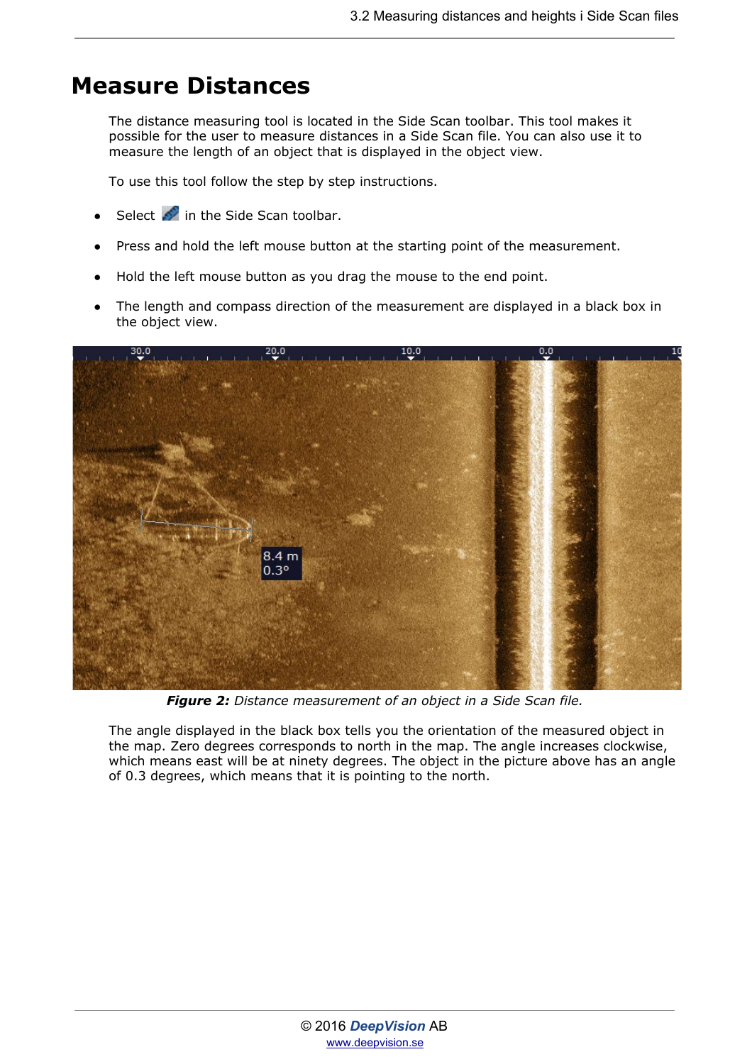# Measure Distances

The distance measuring tool is located in the Side Scan toolbar. This tool makes it possible for the user to measure distances in a Side Scan file. You can also use it to measure the length of an object that is displayed in the object view.

To use this tool follow the step by step instructions.

- Select  in the Side Scan toolbar.
- Press and hold the left mouse button at the starting point of the measurement.
- Hold the left mouse button as you drag the mouse to the end point.
- The length and compass direction of the measurement are displayed in a black box in the object view.

***Figure 2:*** *Distance measurement of an object in a Side Scan file.*

The angle displayed in the black box tells you the orientation of the measured object in the map. Zero degrees corresponds to north in the map. The angle increases clockwise, which means east will be at ninety degrees. The object in the picture above has an angle of 0.3 degrees, which means that it is pointing to the north.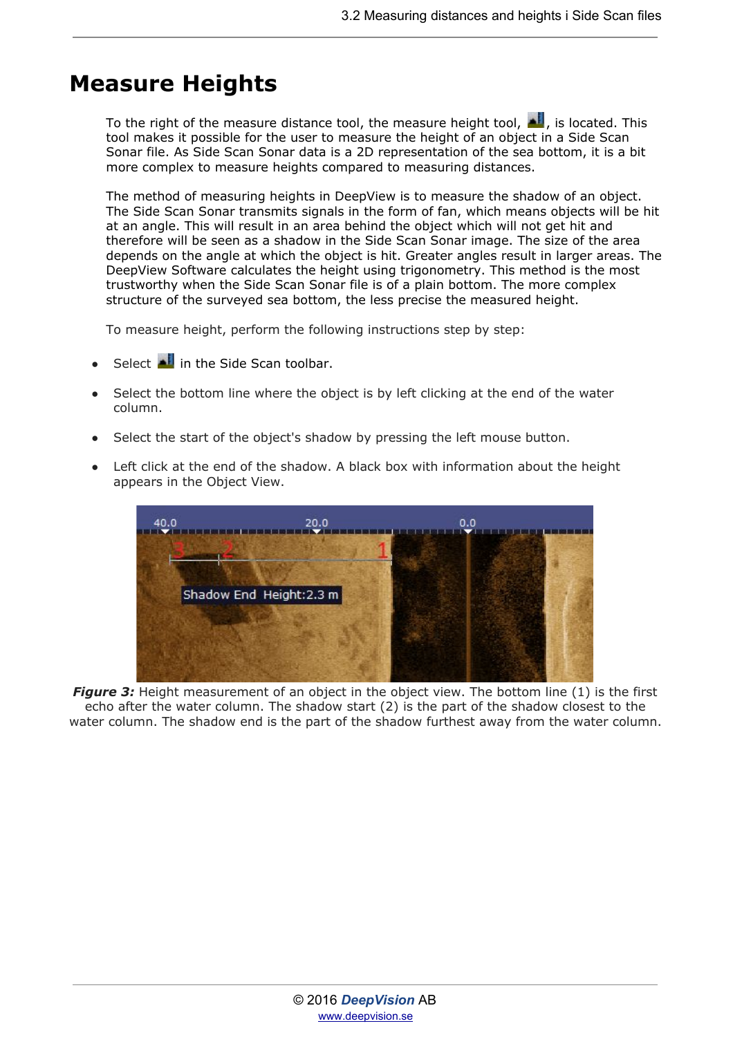# Measure Heights

To the right of the measure distance tool, the measure height tool, , is located. This tool makes it possible for the user to measure the height of an object in a Side Scan Sonar file. As Side Scan Sonar data is a 2D representation of the sea bottom, it is a bit more complex to measure heights compared to measuring distances.

The method of measuring heights in DeepView is to measure the shadow of an object. The Side Scan Sonar transmits signals in the form of fan, which means objects will be hit at an angle. This will result in an area behind the object which will not get hit and therefore will be seen as a shadow in the Side Scan Sonar image. The size of the area depends on the angle at which the object is hit. Greater angles result in larger areas. The DeepView Software calculates the height using trigonometry. This method is the most trustworthy when the Side Scan Sonar file is of a plain bottom. The more complex structure of the surveyed sea bottom, the less precise the measured height.

To measure height, perform the following instructions step by step:

- Select  in the Side Scan toolbar.
- Select the bottom line where the object is by left clicking at the end of the water column.
- Select the start of the object's shadow by pressing the left mouse button.
- Left click at the end of the shadow. A black box with information about the height appears in the Object View.

40.0
20.0
0.0
3
2
1
Shadow End Height:2.3 m

***Figure 3:*** Height measurement of an object in the object view. The bottom line (1) is the first echo after the water column. The shadow start (2) is the part of the shadow closest to the water column. The shadow end is the part of the shadow furthest away from the water column.